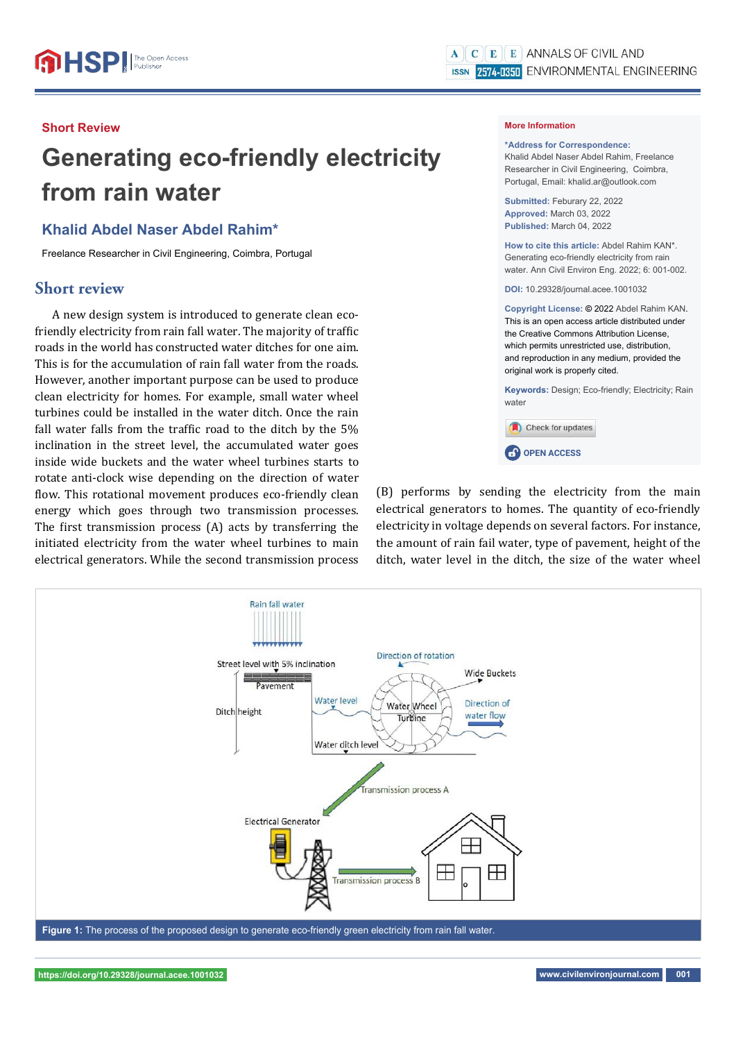**Short Review**

# Generating eco-friendly electricity from rain water

## Khalid Abdel Naser Abdel Rahim*

Freelance Researcher in Civil Engineering, Coimbra, Portugal

**More Information**

***Address for Correspondence:** Khalid Abdel Naser Abdel Rahim, Freelance Researcher in Civil Engineering, Coimbra, Portugal, Email: khalid.ar@outlook.com

**Submitted:** Feburary 22, 2022
**Approved:** March 03, 2022
**Published:** March 04, 2022

**How to cite this article:** Abdel Rahim KAN*. Generating eco-friendly electricity from rain water. Ann Civil Environ Eng. 2022; 6: 001-002.

**DOI:** 10.29328/journal.acee.1001032

**Copyright License:** © 2022 Abdel Rahim KAN. This is an open access article distributed under the Creative Commons Attribution License, which permits unrestricted use, distribution, and reproduction in any medium, provided the original work is properly cited.

**Keywords:** Design; Eco-friendly; Electricity; Rain water

## Short review

A new design system is introduced to generate clean eco-friendly electricity from rain fall water. The majority of traffic roads in the world has constructed water ditches for one aim. This is for the accumulation of rain fall water from the roads. However, another important purpose can be used to produce clean electricity for homes. For example, small water wheel turbines could be installed in the water ditch. Once the rain fall water falls from the traffic road to the ditch by the 5% inclination in the street level, the accumulated water goes inside wide buckets and the water wheel turbines starts to rotate anti-clock wise depending on the direction of water flow. This rotational movement produces eco-friendly clean energy which goes through two transmission processes. The first transmission process (A) acts by transferring the initiated electricity from the water wheel turbines to main electrical generators. While the second transmission process (B) performs by sending the electricity from the main electrical generators to homes. The quantity of eco-friendly electricity in voltage depends on several factors. For instance, the amount of rain fail water, type of pavement, height of the ditch, water level in the ditch, the size of the water wheel

**Figure 1:** The process of the proposed design to generate eco-friendly green electricity from rain fall water.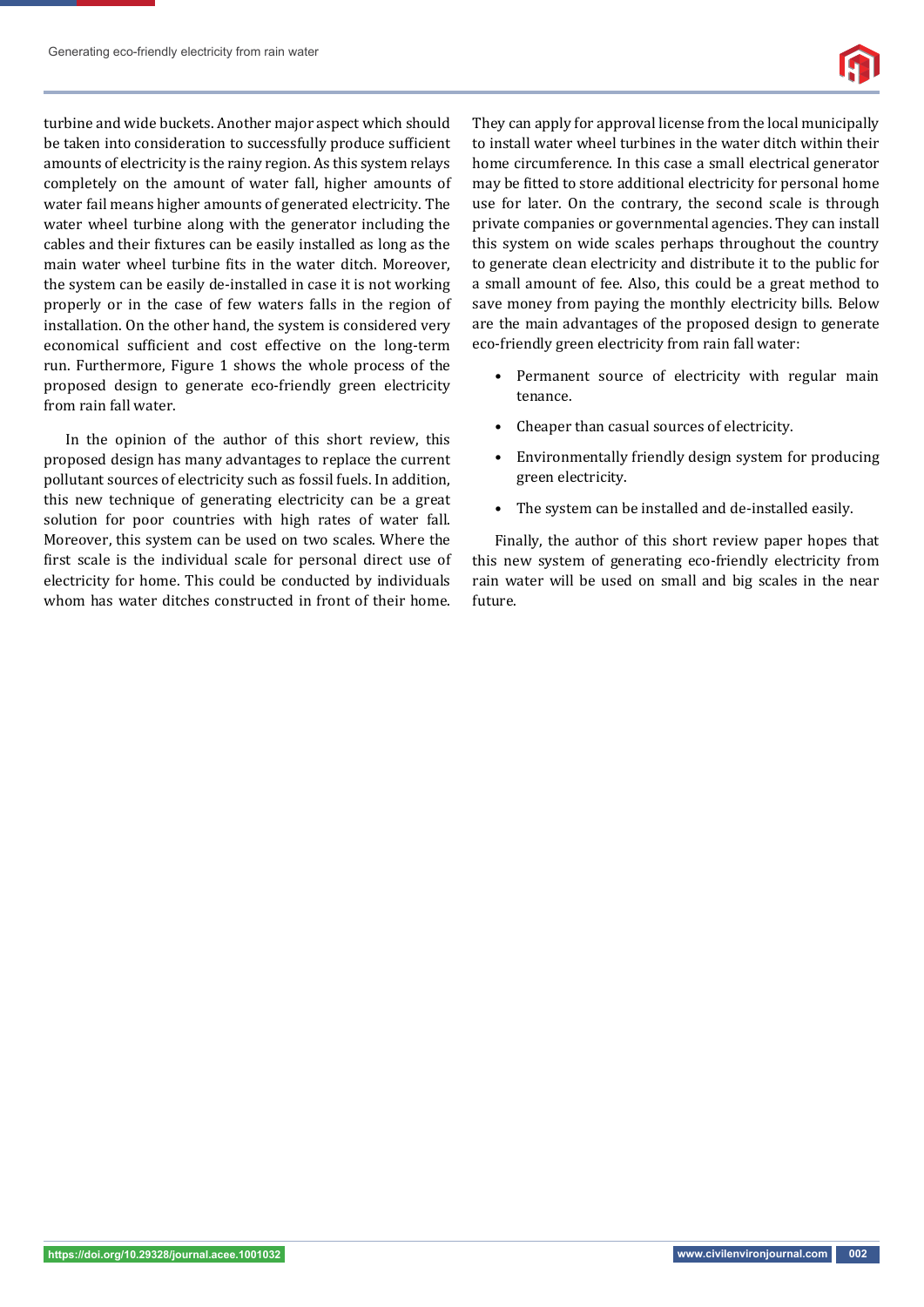turbine and wide buckets. Another major aspect which should be taken into consideration to successfully produce sufficient amounts of electricity is the rainy region. As this system relays completely on the amount of water fall, higher amounts of water fail means higher amounts of generated electricity. The water wheel turbine along with the generator including the cables and their fixtures can be easily installed as long as the main water wheel turbine fits in the water ditch. Moreover, the system can be easily de-installed in case it is not working properly or in the case of few waters falls in the region of installation. On the other hand, the system is considered very economical sufficient and cost effective on the long-term run. Furthermore, Figure 1 shows the whole process of the proposed design to generate eco-friendly green electricity from rain fall water.

In the opinion of the author of this short review, this proposed design has many advantages to replace the current pollutant sources of electricity such as fossil fuels. In addition, this new technique of generating electricity can be a great solution for poor countries with high rates of water fall. Moreover, this system can be used on two scales. Where the first scale is the individual scale for personal direct use of electricity for home. This could be conducted by individuals whom has water ditches constructed in front of their home. They can apply for approval license from the local municipally to install water wheel turbines in the water ditch within their home circumference. In this case a small electrical generator may be fitted to store additional electricity for personal home use for later. On the contrary, the second scale is through private companies or governmental agencies. They can install this system on wide scales perhaps throughout the country to generate clean electricity and distribute it to the public for a small amount of fee. Also, this could be a great method to save money from paying the monthly electricity bills. Below are the main advantages of the proposed design to generate eco-friendly green electricity from rain fall water:

- Permanent source of electricity with regular main tenance.
- Cheaper than casual sources of electricity.
- Environmentally friendly design system for producing green electricity.
- The system can be installed and de-installed easily.

Finally, the author of this short review paper hopes that this new system of generating eco-friendly electricity from rain water will be used on small and big scales in the near future.